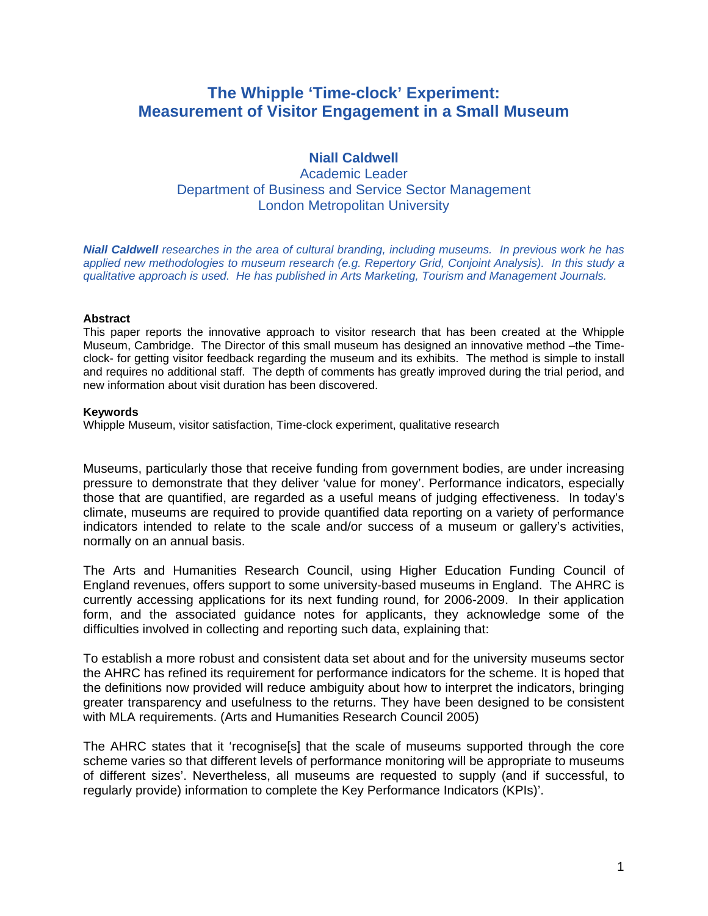# The Whipple 'Time-clock' Experiment: Measurement of Visitor Engagement in a Small Museum

**Niall Caldwell**
Academic Leader
Department of Business and Service Sector Management
London Metropolitan University

***Niall Caldwell** researches in the area of cultural branding, including museums. In previous work he has applied new methodologies to museum research (e.g. Repertory Grid, Conjoint Analysis). In this study a qualitative approach is used. He has published in Arts Marketing, Tourism and Management Journals.*

**Abstract**

This paper reports the innovative approach to visitor research that has been created at the Whipple Museum, Cambridge. The Director of this small museum has designed an innovative method –the Time-clock- for getting visitor feedback regarding the museum and its exhibits. The method is simple to install and requires no additional staff. The depth of comments has greatly improved during the trial period, and new information about visit duration has been discovered.

**Keywords**

Whipple Museum, visitor satisfaction, Time-clock experiment, qualitative research

Museums, particularly those that receive funding from government bodies, are under increasing pressure to demonstrate that they deliver 'value for money'. Performance indicators, especially those that are quantified, are regarded as a useful means of judging effectiveness. In today's climate, museums are required to provide quantified data reporting on a variety of performance indicators intended to relate to the scale and/or success of a museum or gallery's activities, normally on an annual basis.

The Arts and Humanities Research Council, using Higher Education Funding Council of England revenues, offers support to some university-based museums in England. The AHRC is currently accessing applications for its next funding round, for 2006-2009. In their application form, and the associated guidance notes for applicants, they acknowledge some of the difficulties involved in collecting and reporting such data, explaining that:

To establish a more robust and consistent data set about and for the university museums sector the AHRC has refined its requirement for performance indicators for the scheme. It is hoped that the definitions now provided will reduce ambiguity about how to interpret the indicators, bringing greater transparency and usefulness to the returns. They have been designed to be consistent with MLA requirements. (Arts and Humanities Research Council 2005)

The AHRC states that it 'recognise[s] that the scale of museums supported through the core scheme varies so that different levels of performance monitoring will be appropriate to museums of different sizes'. Nevertheless, all museums are requested to supply (and if successful, to regularly provide) information to complete the Key Performance Indicators (KPIs)'.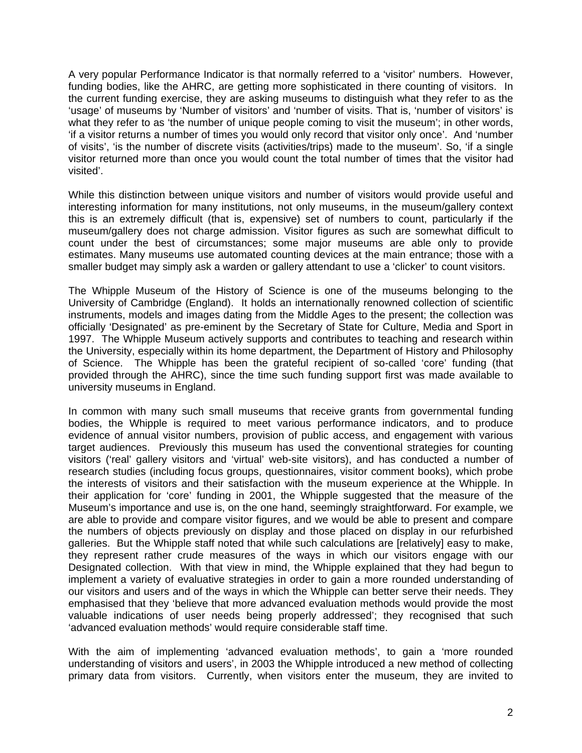A very popular Performance Indicator is that normally referred to a 'visitor' numbers. However, funding bodies, like the AHRC, are getting more sophisticated in there counting of visitors. In the current funding exercise, they are asking museums to distinguish what they refer to as the 'usage' of museums by 'Number of visitors' and 'number of visits. That is, 'number of visitors' is what they refer to as 'the number of unique people coming to visit the museum'; in other words, 'if a visitor returns a number of times you would only record that visitor only once'. And 'number of visits', 'is the number of discrete visits (activities/trips) made to the museum'. So, 'if a single visitor returned more than once you would count the total number of times that the visitor had visited'.

While this distinction between unique visitors and number of visitors would provide useful and interesting information for many institutions, not only museums, in the museum/gallery context this is an extremely difficult (that is, expensive) set of numbers to count, particularly if the museum/gallery does not charge admission. Visitor figures as such are somewhat difficult to count under the best of circumstances; some major museums are able only to provide estimates. Many museums use automated counting devices at the main entrance; those with a smaller budget may simply ask a warden or gallery attendant to use a 'clicker' to count visitors.

The Whipple Museum of the History of Science is one of the museums belonging to the University of Cambridge (England). It holds an internationally renowned collection of scientific instruments, models and images dating from the Middle Ages to the present; the collection was officially 'Designated' as pre-eminent by the Secretary of State for Culture, Media and Sport in 1997. The Whipple Museum actively supports and contributes to teaching and research within the University, especially within its home department, the Department of History and Philosophy of Science. The Whipple has been the grateful recipient of so-called 'core' funding (that provided through the AHRC), since the time such funding support first was made available to university museums in England.

In common with many such small museums that receive grants from governmental funding bodies, the Whipple is required to meet various performance indicators, and to produce evidence of annual visitor numbers, provision of public access, and engagement with various target audiences. Previously this museum has used the conventional strategies for counting visitors ('real' gallery visitors and 'virtual' web-site visitors), and has conducted a number of research studies (including focus groups, questionnaires, visitor comment books), which probe the interests of visitors and their satisfaction with the museum experience at the Whipple. In their application for 'core' funding in 2001, the Whipple suggested that the measure of the Museum's importance and use is, on the one hand, seemingly straightforward. For example, we are able to provide and compare visitor figures, and we would be able to present and compare the numbers of objects previously on display and those placed on display in our refurbished galleries. But the Whipple staff noted that while such calculations are [relatively] easy to make, they represent rather crude measures of the ways in which our visitors engage with our Designated collection. With that view in mind, the Whipple explained that they had begun to implement a variety of evaluative strategies in order to gain a more rounded understanding of our visitors and users and of the ways in which the Whipple can better serve their needs. They emphasised that they 'believe that more advanced evaluation methods would provide the most valuable indications of user needs being properly addressed'; they recognised that such 'advanced evaluation methods' would require considerable staff time.

With the aim of implementing 'advanced evaluation methods', to gain a 'more rounded understanding of visitors and users', in 2003 the Whipple introduced a new method of collecting primary data from visitors. Currently, when visitors enter the museum, they are invited to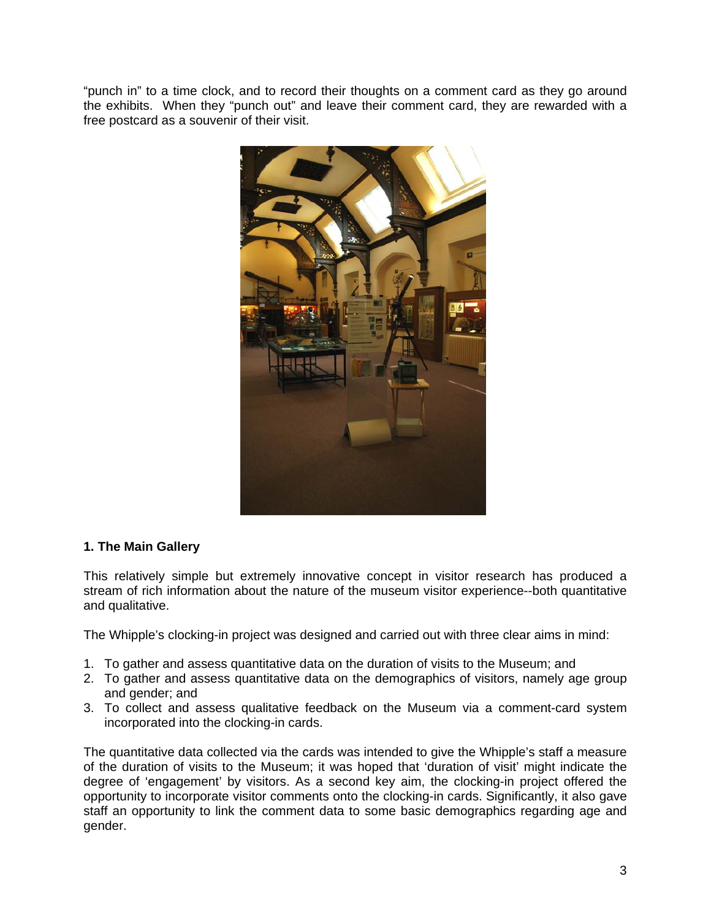"punch in" to a time clock, and to record their thoughts on a comment card as they go around the exhibits. When they "punch out" and leave their comment card, they are rewarded with a free postcard as a souvenir of their visit.

**1. The Main Gallery**

This relatively simple but extremely innovative concept in visitor research has produced a stream of rich information about the nature of the museum visitor experience--both quantitative and qualitative.

The Whipple's clocking-in project was designed and carried out with three clear aims in mind:

1. To gather and assess quantitative data on the duration of visits to the Museum; and
2. To gather and assess quantitative data on the demographics of visitors, namely age group and gender; and
3. To collect and assess qualitative feedback on the Museum via a comment-card system incorporated into the clocking-in cards.

The quantitative data collected via the cards was intended to give the Whipple's staff a measure of the duration of visits to the Museum; it was hoped that 'duration of visit' might indicate the degree of 'engagement' by visitors. As a second key aim, the clocking-in project offered the opportunity to incorporate visitor comments onto the clocking-in cards. Significantly, it also gave staff an opportunity to link the comment data to some basic demographics regarding age and gender.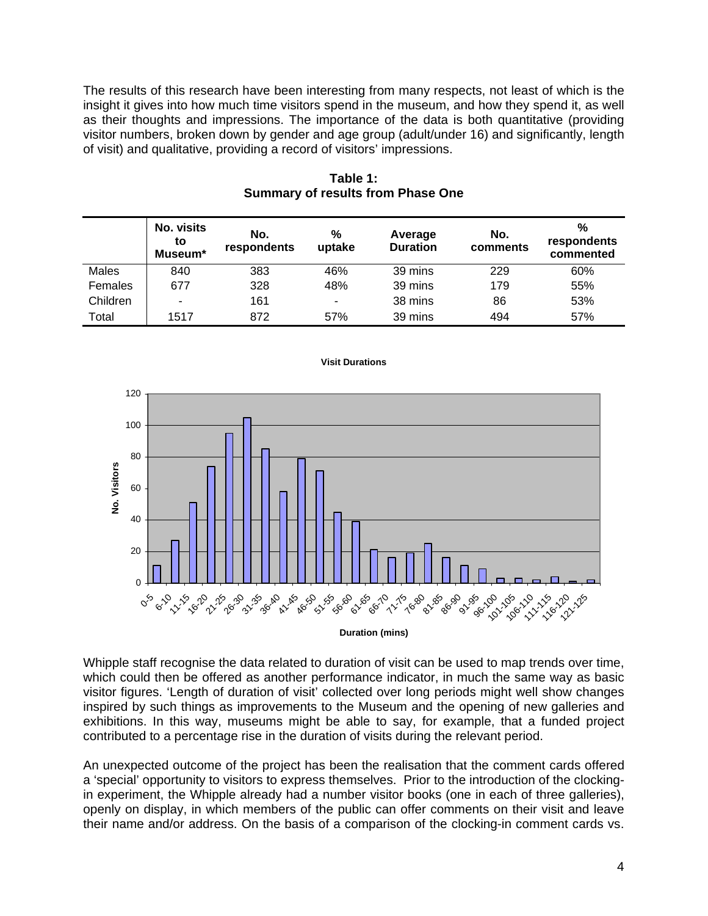The results of this research have been interesting from many respects, not least of which is the insight it gives into how much time visitors spend in the museum, and how they spend it, as well as their thoughts and impressions. The importance of the data is both quantitative (providing visitor numbers, broken down by gender and age group (adult/under 16) and significantly, length of visit) and qualitative, providing a record of visitors' impressions.

**Table 1: Summary of results from Phase One**

| | No. visits to Museum* | No. respondents | % uptake | Average Duration | No. comments | % respondents commented |
|---|---|---|---|---|---|---|
| Males | 840 | 383 | 46% | 39 mins | 229 | 60% |
| Females | 677 | 328 | 48% | 39 mins | 179 | 55% |
| Children | - | 161 | - | 38 mins | 86 | 53% |
| Total | 1517 | 872 | 57% | 39 mins | 494 | 57% |

**Visit Durations**

| Duration (mins) | No. Visitors |
|---|---|
| 0-5 | 11 |
| 6-10 | 27 |
| 11-15 | 51 |
| 16-20 | 74 |
| 21-25 | 95 |
| 26-30 | 105 |
| 31-35 | 85 |
| 36-40 | 58 |
| 41-45 | 79 |
| 46-50 | 71 |
| 51-55 | 45 |
| 56-60 | 39 |
| 61-65 | 21 |
| 66-70 | 16 |
| 71-75 | 19 |
| 76-80 | 25 |
| 81-85 | 16 |
| 86-90 | 11 |
| 91-95 | 9 |
| 96-100 | 3 |
| 101-105 | 3 |
| 106-110 | 2 |
| 111-115 | 4 |
| 116-120 | 1 |
| 121-125 | 2 |

Whipple staff recognise the data related to duration of visit can be used to map trends over time, which could then be offered as another performance indicator, in much the same way as basic visitor figures. 'Length of duration of visit' collected over long periods might well show changes inspired by such things as improvements to the Museum and the opening of new galleries and exhibitions. In this way, museums might be able to say, for example, that a funded project contributed to a percentage rise in the duration of visits during the relevant period.

An unexpected outcome of the project has been the realisation that the comment cards offered a 'special' opportunity to visitors to express themselves. Prior to the introduction of the clocking-in experiment, the Whipple already had a number visitor books (one in each of three galleries), openly on display, in which members of the public can offer comments on their visit and leave their name and/or address. On the basis of a comparison of the clocking-in comment cards vs.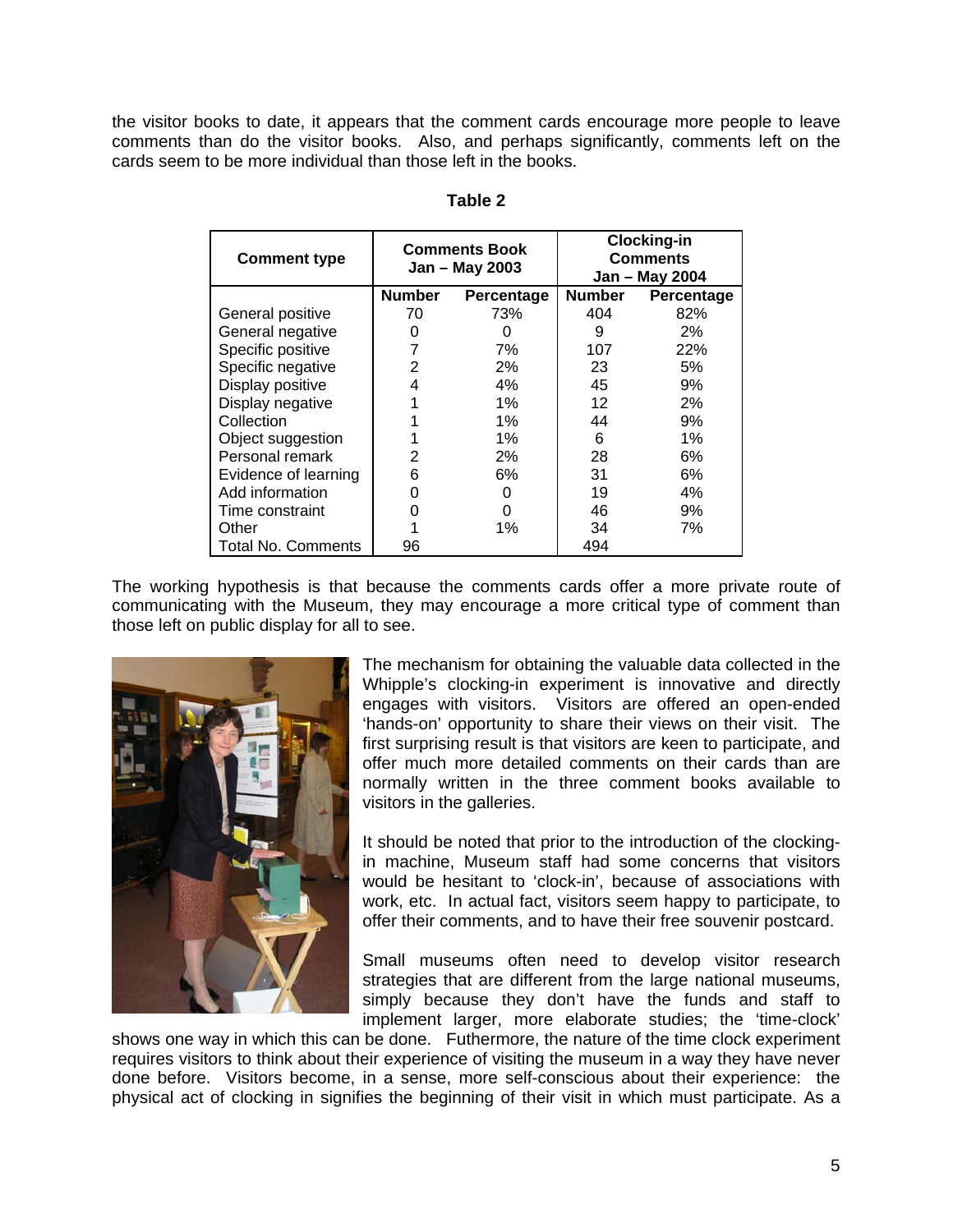the visitor books to date, it appears that the comment cards encourage more people to leave comments than do the visitor books. Also, and perhaps significantly, comments left on the cards seem to be more individual than those left in the books.

**Table 2**

| Comment type | Comments Book Jan – May 2003 | | Clocking-in Comments Jan – May 2004 | |
|---|---|---|---|---|
| | **Number** | **Percentage** | **Number** | **Percentage** |
| General positive | 70 | 73% | 404 | 82% |
| General negative | 0 | 0 | 9 | 2% |
| Specific positive | 7 | 7% | 107 | 22% |
| Specific negative | 2 | 2% | 23 | 5% |
| Display positive | 4 | 4% | 45 | 9% |
| Display negative | 1 | 1% | 12 | 2% |
| Collection | 1 | 1% | 44 | 9% |
| Object suggestion | 1 | 1% | 6 | 1% |
| Personal remark | 2 | 2% | 28 | 6% |
| Evidence of learning | 6 | 6% | 31 | 6% |
| Add information | 0 | 0 | 19 | 4% |
| Time constraint | 0 | 0 | 46 | 9% |
| Other | 1 | 1% | 34 | 7% |
| Total No. Comments | 96 | | 494 | |

The working hypothesis is that because the comments cards offer a more private route of communicating with the Museum, they may encourage a more critical type of comment than those left on public display for all to see.

The mechanism for obtaining the valuable data collected in the Whipple's clocking-in experiment is innovative and directly engages with visitors. Visitors are offered an open-ended 'hands-on' opportunity to share their views on their visit. The first surprising result is that visitors are keen to participate, and offer much more detailed comments on their cards than are normally written in the three comment books available to visitors in the galleries.

It should be noted that prior to the introduction of the clocking-in machine, Museum staff had some concerns that visitors would be hesitant to 'clock-in', because of associations with work, etc. In actual fact, visitors seem happy to participate, to offer their comments, and to have their free souvenir postcard.

Small museums often need to develop visitor research strategies that are different from the large national museums, simply because they don't have the funds and staff to implement larger, more elaborate studies; the 'time-clock' shows one way in which this can be done. Futhermore, the nature of the time clock experiment requires visitors to think about their experience of visiting the museum in a way they have never done before. Visitors become, in a sense, more self-conscious about their experience: the physical act of clocking in signifies the beginning of their visit in which must participate. As a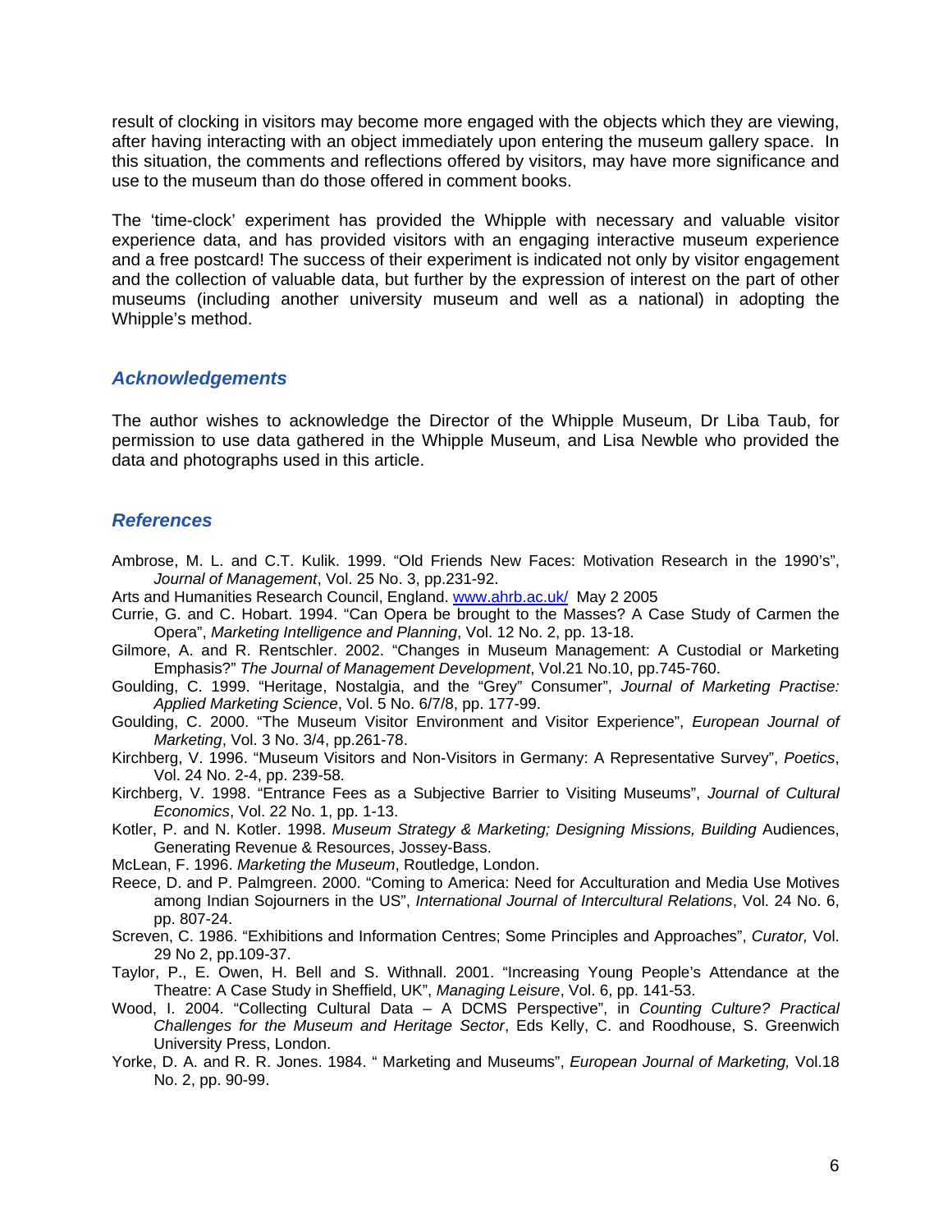result of clocking in visitors may become more engaged with the objects which they are viewing, after having interacting with an object immediately upon entering the museum gallery space. In this situation, the comments and reflections offered by visitors, may have more significance and use to the museum than do those offered in comment books.

The 'time-clock' experiment has provided the Whipple with necessary and valuable visitor experience data, and has provided visitors with an engaging interactive museum experience and a free postcard! The success of their experiment is indicated not only by visitor engagement and the collection of valuable data, but further by the expression of interest on the part of other museums (including another university museum and well as a national) in adopting the Whipple's method.

## *Acknowledgements*

The author wishes to acknowledge the Director of the Whipple Museum, Dr Liba Taub, for permission to use data gathered in the Whipple Museum, and Lisa Newble who provided the data and photographs used in this article.

## *References*

Ambrose, M. L. and C.T. Kulik. 1999. "Old Friends New Faces: Motivation Research in the 1990's", *Journal of Management*, Vol. 25 No. 3, pp.231-92.

Arts and Humanities Research Council, England. www.ahrb.ac.uk/ May 2 2005

Currie, G. and C. Hobart. 1994. "Can Opera be brought to the Masses? A Case Study of Carmen the Opera", *Marketing Intelligence and Planning*, Vol. 12 No. 2, pp. 13-18.

Gilmore, A. and R. Rentschler. 2002. "Changes in Museum Management: A Custodial or Marketing Emphasis?" *The Journal of Management Development*, Vol.21 No.10, pp.745-760.

Goulding, C. 1999. "Heritage, Nostalgia, and the "Grey" Consumer", *Journal of Marketing Practise: Applied Marketing Science*, Vol. 5 No. 6/7/8, pp. 177-99.

Goulding, C. 2000. "The Museum Visitor Environment and Visitor Experience", *European Journal of Marketing*, Vol. 3 No. 3/4, pp.261-78.

Kirchberg, V. 1996. "Museum Visitors and Non-Visitors in Germany: A Representative Survey", *Poetics*, Vol. 24 No. 2-4, pp. 239-58.

Kirchberg, V. 1998. "Entrance Fees as a Subjective Barrier to Visiting Museums", *Journal of Cultural Economics*, Vol. 22 No. 1, pp. 1-13.

Kotler, P. and N. Kotler. 1998. *Museum Strategy & Marketing; Designing Missions, Building* Audiences, Generating Revenue & Resources, Jossey-Bass.

McLean, F. 1996. *Marketing the Museum*, Routledge, London.

Reece, D. and P. Palmgreen. 2000. "Coming to America: Need for Acculturation and Media Use Motives among Indian Sojourners in the US", *International Journal of Intercultural Relations*, Vol. 24 No. 6, pp. 807-24.

Screven, C. 1986. "Exhibitions and Information Centres; Some Principles and Approaches", *Curator,* Vol. 29 No 2, pp.109-37.

Taylor, P., E. Owen, H. Bell and S. Withnall. 2001. "Increasing Young People's Attendance at the Theatre: A Case Study in Sheffield, UK", *Managing Leisure*, Vol. 6, pp. 141-53.

Wood, I. 2004. "Collecting Cultural Data – A DCMS Perspective", in *Counting Culture? Practical Challenges for the Museum and Heritage Sector*, Eds Kelly, C. and Roodhouse, S. Greenwich University Press, London.

Yorke, D. A. and R. R. Jones. 1984. " Marketing and Museums", *European Journal of Marketing,* Vol.18 No. 2, pp. 90-99.